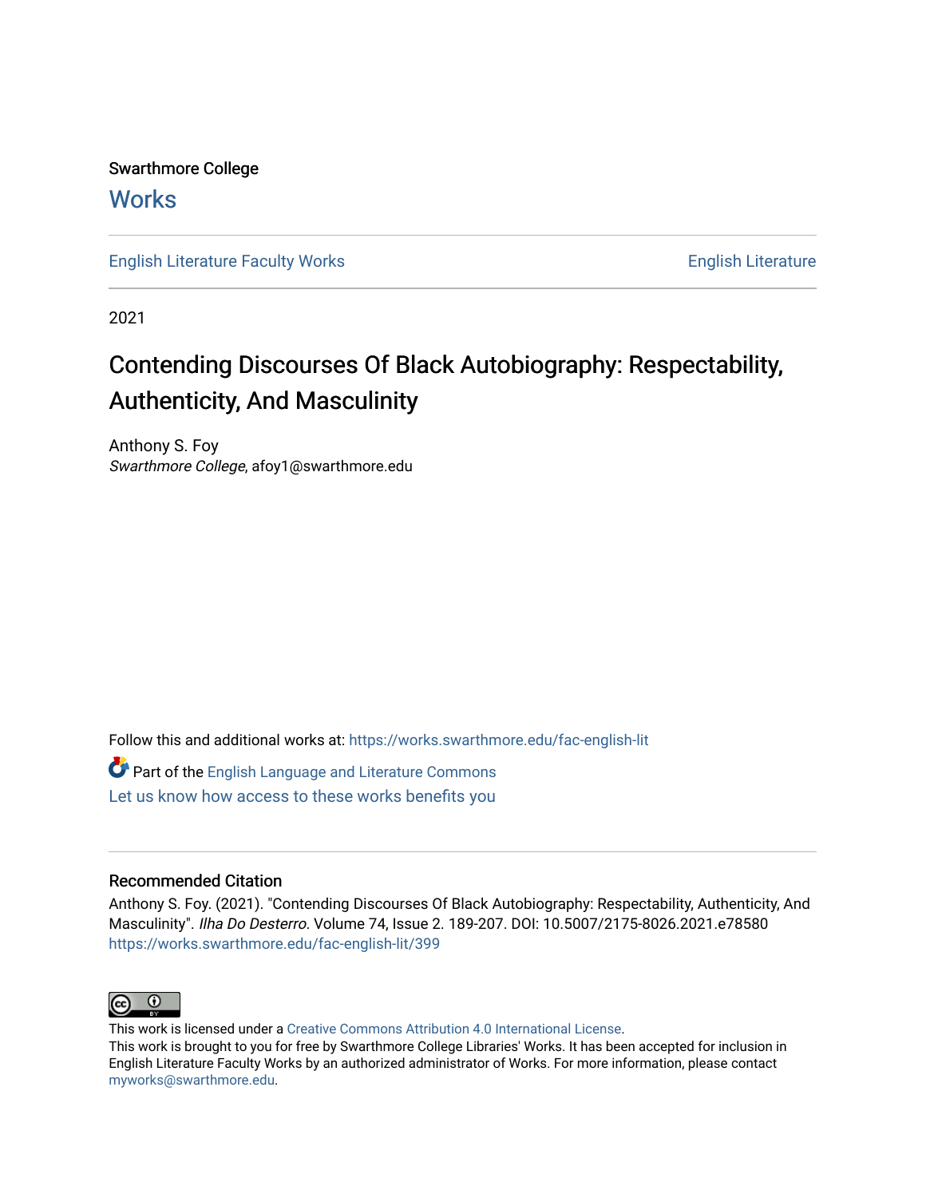Swarthmore College

# Works

English Literature Faculty Works | English Literature

2021

# Contending Discourses Of Black Autobiography: Respectability, Authenticity, And Masculinity

Anthony S. Foy
*Swarthmore College*, afoy1@swarthmore.edu

Follow this and additional works at: https://works.swarthmore.edu/fac-english-lit

Part of the English Language and Literature Commons

Let us know how access to these works benefits you

## Recommended Citation

Anthony S. Foy. (2021). "Contending Discourses Of Black Autobiography: Respectability, Authenticity, And Masculinity". *Ilha Do Desterro*. Volume 74, Issue 2. 189-207. DOI: 10.5007/2175-8026.2021.e78580
https://works.swarthmore.edu/fac-english-lit/399

This work is licensed under a Creative Commons Attribution 4.0 International License.
This work is brought to you for free by Swarthmore College Libraries' Works. It has been accepted for inclusion in English Literature Faculty Works by an authorized administrator of Works. For more information, please contact myworks@swarthmore.edu.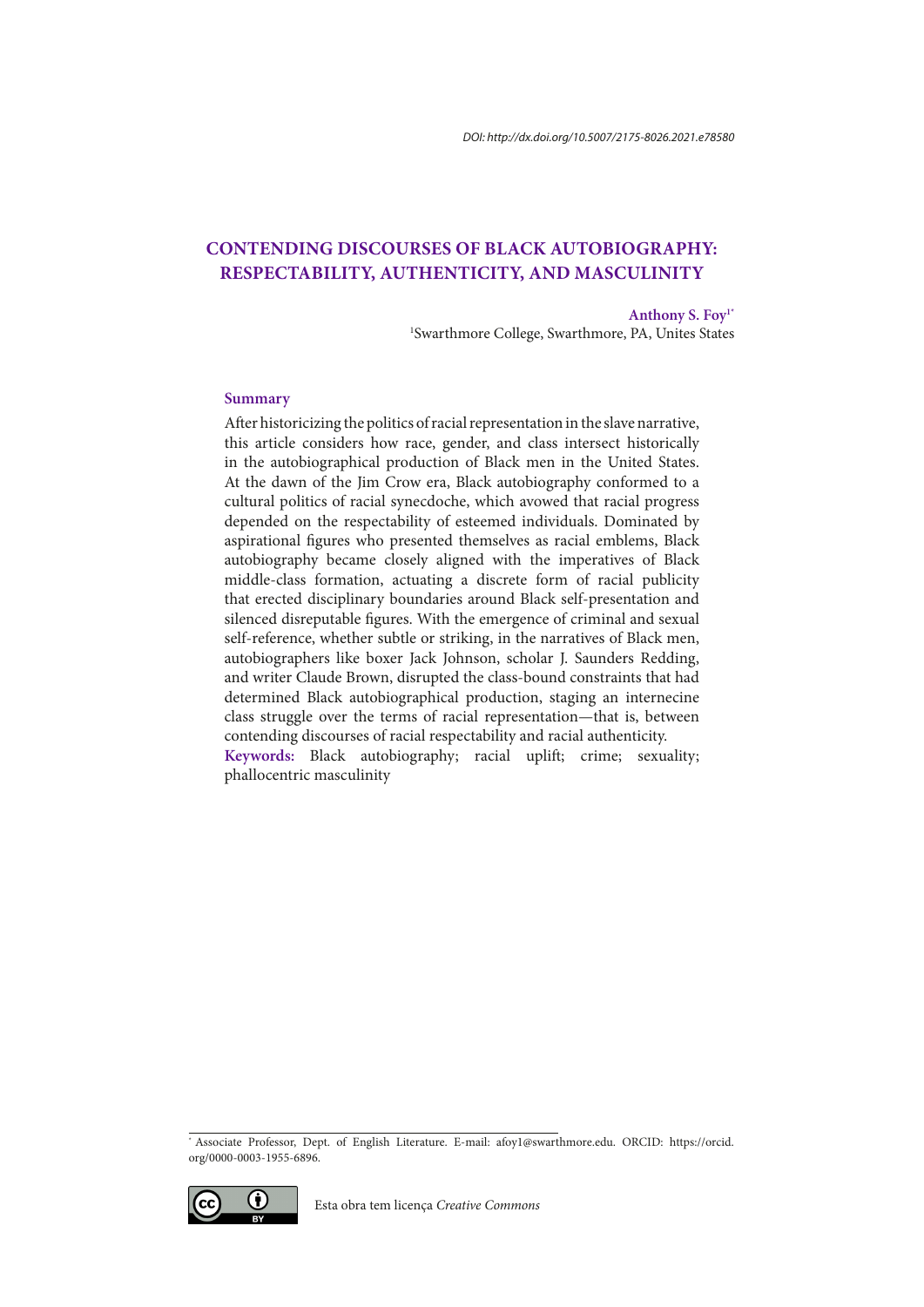DOI: http://dx.doi.org/10.5007/2175-8026.2021.e78580

# CONTENDING DISCOURSES OF BLACK AUTOBIOGRAPHY: RESPECTABILITY, AUTHENTICITY, AND MASCULINITY

**Anthony S. Foy**[1*]
[1]Swarthmore College, Swarthmore, PA, Unites States

## Summary

After historicizing the politics of racial representation in the slave narrative, this article considers how race, gender, and class intersect historically in the autobiographical production of Black men in the United States. At the dawn of the Jim Crow era, Black autobiography conformed to a cultural politics of racial synecdoche, which avowed that racial progress depended on the respectability of esteemed individuals. Dominated by aspirational figures who presented themselves as racial emblems, Black autobiography became closely aligned with the imperatives of Black middle-class formation, actuating a discrete form of racial publicity that erected disciplinary boundaries around Black self-presentation and silenced disreputable figures. With the emergence of criminal and sexual self-reference, whether subtle or striking, in the narratives of Black men, autobiographers like boxer Jack Johnson, scholar J. Saunders Redding, and writer Claude Brown, disrupted the class-bound constraints that had determined Black autobiographical production, staging an internecine class struggle over the terms of racial representation—that is, between contending discourses of racial respectability and racial authenticity.

**Keywords:** Black autobiography; racial uplift; crime; sexuality; phallocentric masculinity

[*] Associate Professor, Dept. of English Literature. E-mail: afoy1@swarthmore.edu. ORCID: https://orcid.org/0000-0003-1955-6896.

Esta obra tem licença *Creative Commons*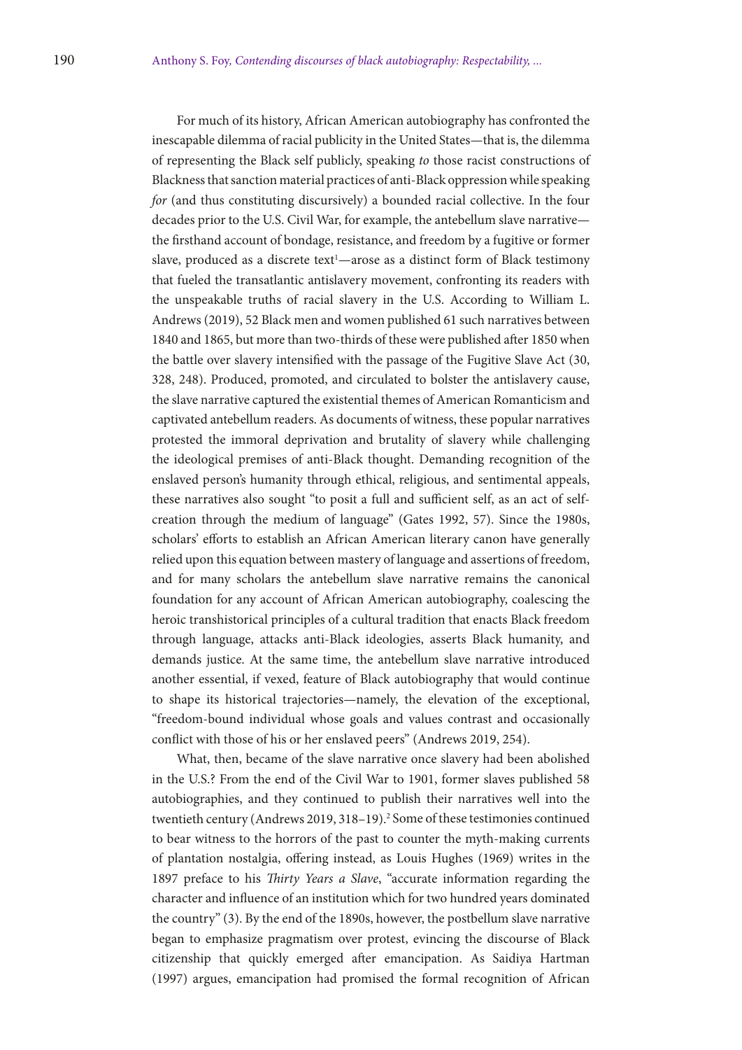For much of its history, African American autobiography has confronted the inescapable dilemma of racial publicity in the United States—that is, the dilemma of representing the Black self publicly, speaking *to* those racist constructions of Blackness that sanction material practices of anti-Black oppression while speaking *for* (and thus constituting discursively) a bounded racial collective. In the four decades prior to the U.S. Civil War, for example, the antebellum slave narrative—the firsthand account of bondage, resistance, and freedom by a fugitive or former slave, produced as a discrete text[1]—arose as a distinct form of Black testimony that fueled the transatlantic antislavery movement, confronting its readers with the unspeakable truths of racial slavery in the U.S. According to William L. Andrews (2019), 52 Black men and women published 61 such narratives between 1840 and 1865, but more than two-thirds of these were published after 1850 when the battle over slavery intensified with the passage of the Fugitive Slave Act (30, 328, 248). Produced, promoted, and circulated to bolster the antislavery cause, the slave narrative captured the existential themes of American Romanticism and captivated antebellum readers. As documents of witness, these popular narratives protested the immoral deprivation and brutality of slavery while challenging the ideological premises of anti-Black thought. Demanding recognition of the enslaved person's humanity through ethical, religious, and sentimental appeals, these narratives also sought "to posit a full and sufficient self, as an act of self-creation through the medium of language" (Gates 1992, 57). Since the 1980s, scholars' efforts to establish an African American literary canon have generally relied upon this equation between mastery of language and assertions of freedom, and for many scholars the antebellum slave narrative remains the canonical foundation for any account of African American autobiography, coalescing the heroic transhistorical principles of a cultural tradition that enacts Black freedom through language, attacks anti-Black ideologies, asserts Black humanity, and demands justice. At the same time, the antebellum slave narrative introduced another essential, if vexed, feature of Black autobiography that would continue to shape its historical trajectories—namely, the elevation of the exceptional, "freedom-bound individual whose goals and values contrast and occasionally conflict with those of his or her enslaved peers" (Andrews 2019, 254).

What, then, became of the slave narrative once slavery had been abolished in the U.S.? From the end of the Civil War to 1901, former slaves published 58 autobiographies, and they continued to publish their narratives well into the twentieth century (Andrews 2019, 318–19).[2] Some of these testimonies continued to bear witness to the horrors of the past to counter the myth-making currents of plantation nostalgia, offering instead, as Louis Hughes (1969) writes in the 1897 preface to his *Thirty Years a Slave*, "accurate information regarding the character and influence of an institution which for two hundred years dominated the country" (3). By the end of the 1890s, however, the postbellum slave narrative began to emphasize pragmatism over protest, evincing the discourse of Black citizenship that quickly emerged after emancipation. As Saidiya Hartman (1997) argues, emancipation had promised the formal recognition of African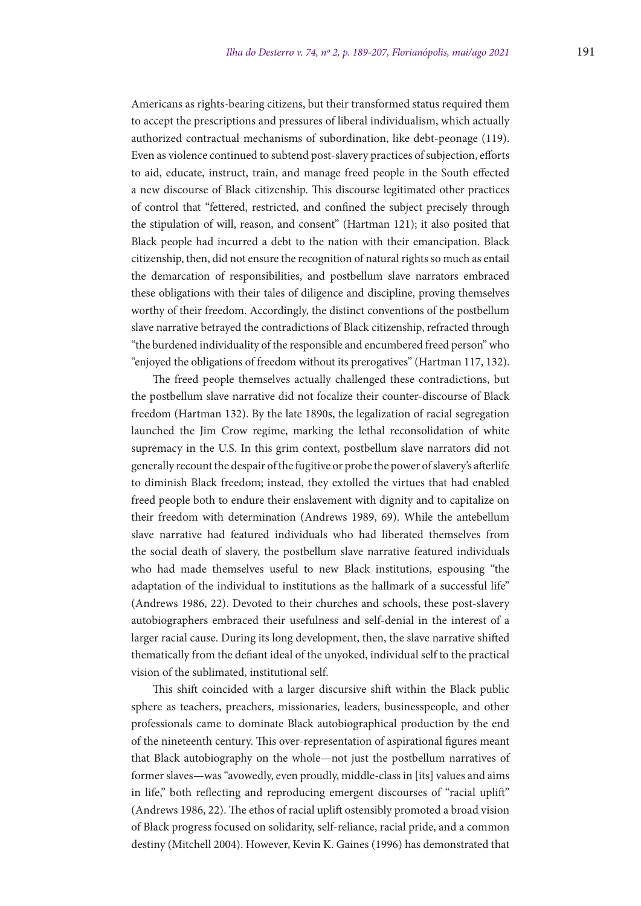Americans as rights-bearing citizens, but their transformed status required them to accept the prescriptions and pressures of liberal individualism, which actually authorized contractual mechanisms of subordination, like debt-peonage (119). Even as violence continued to subtend post-slavery practices of subjection, efforts to aid, educate, instruct, train, and manage freed people in the South effected a new discourse of Black citizenship. This discourse legitimated other practices of control that "fettered, restricted, and confined the subject precisely through the stipulation of will, reason, and consent" (Hartman 121); it also posited that Black people had incurred a debt to the nation with their emancipation. Black citizenship, then, did not ensure the recognition of natural rights so much as entail the demarcation of responsibilities, and postbellum slave narrators embraced these obligations with their tales of diligence and discipline, proving themselves worthy of their freedom. Accordingly, the distinct conventions of the postbellum slave narrative betrayed the contradictions of Black citizenship, refracted through "the burdened individuality of the responsible and encumbered freed person" who "enjoyed the obligations of freedom without its prerogatives" (Hartman 117, 132).

The freed people themselves actually challenged these contradictions, but the postbellum slave narrative did not focalize their counter-discourse of Black freedom (Hartman 132). By the late 1890s, the legalization of racial segregation launched the Jim Crow regime, marking the lethal reconsolidation of white supremacy in the U.S. In this grim context, postbellum slave narrators did not generally recount the despair of the fugitive or probe the power of slavery's afterlife to diminish Black freedom; instead, they extolled the virtues that had enabled freed people both to endure their enslavement with dignity and to capitalize on their freedom with determination (Andrews 1989, 69). While the antebellum slave narrative had featured individuals who had liberated themselves from the social death of slavery, the postbellum slave narrative featured individuals who had made themselves useful to new Black institutions, espousing "the adaptation of the individual to institutions as the hallmark of a successful life" (Andrews 1986, 22). Devoted to their churches and schools, these post-slavery autobiographers embraced their usefulness and self-denial in the interest of a larger racial cause. During its long development, then, the slave narrative shifted thematically from the defiant ideal of the unyoked, individual self to the practical vision of the sublimated, institutional self.

This shift coincided with a larger discursive shift within the Black public sphere as teachers, preachers, missionaries, leaders, businesspeople, and other professionals came to dominate Black autobiographical production by the end of the nineteenth century. This over-representation of aspirational figures meant that Black autobiography on the whole—not just the postbellum narratives of former slaves—was "avowedly, even proudly, middle-class in [its] values and aims in life," both reflecting and reproducing emergent discourses of "racial uplift" (Andrews 1986, 22). The ethos of racial uplift ostensibly promoted a broad vision of Black progress focused on solidarity, self-reliance, racial pride, and a common destiny (Mitchell 2004). However, Kevin K. Gaines (1996) has demonstrated that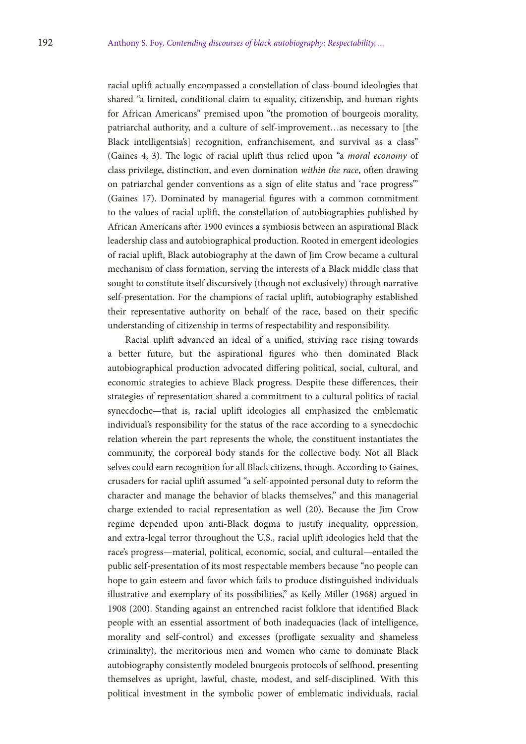racial uplift actually encompassed a constellation of class-bound ideologies that shared "a limited, conditional claim to equality, citizenship, and human rights for African Americans" premised upon "the promotion of bourgeois morality, patriarchal authority, and a culture of self-improvement…as necessary to [the Black intelligentsia's] recognition, enfranchisement, and survival as a class" (Gaines 4, 3). The logic of racial uplift thus relied upon "a *moral economy* of class privilege, distinction, and even domination *within the race*, often drawing on patriarchal gender conventions as a sign of elite status and 'race progress'" (Gaines 17). Dominated by managerial figures with a common commitment to the values of racial uplift, the constellation of autobiographies published by African Americans after 1900 evinces a symbiosis between an aspirational Black leadership class and autobiographical production. Rooted in emergent ideologies of racial uplift, Black autobiography at the dawn of Jim Crow became a cultural mechanism of class formation, serving the interests of a Black middle class that sought to constitute itself discursively (though not exclusively) through narrative self-presentation. For the champions of racial uplift, autobiography established their representative authority on behalf of the race, based on their specific understanding of citizenship in terms of respectability and responsibility.

Racial uplift advanced an ideal of a unified, striving race rising towards a better future, but the aspirational figures who then dominated Black autobiographical production advocated differing political, social, cultural, and economic strategies to achieve Black progress. Despite these differences, their strategies of representation shared a commitment to a cultural politics of racial synecdoche—that is, racial uplift ideologies all emphasized the emblematic individual's responsibility for the status of the race according to a synecdochic relation wherein the part represents the whole, the constituent instantiates the community, the corporeal body stands for the collective body. Not all Black selves could earn recognition for all Black citizens, though. According to Gaines, crusaders for racial uplift assumed "a self-appointed personal duty to reform the character and manage the behavior of blacks themselves," and this managerial charge extended to racial representation as well (20). Because the Jim Crow regime depended upon anti-Black dogma to justify inequality, oppression, and extra-legal terror throughout the U.S., racial uplift ideologies held that the race's progress—material, political, economic, social, and cultural—entailed the public self-presentation of its most respectable members because "no people can hope to gain esteem and favor which fails to produce distinguished individuals illustrative and exemplary of its possibilities," as Kelly Miller (1968) argued in 1908 (200). Standing against an entrenched racist folklore that identified Black people with an essential assortment of both inadequacies (lack of intelligence, morality and self-control) and excesses (profligate sexuality and shameless criminality), the meritorious men and women who came to dominate Black autobiography consistently modeled bourgeois protocols of selfhood, presenting themselves as upright, lawful, chaste, modest, and self-disciplined. With this political investment in the symbolic power of emblematic individuals, racial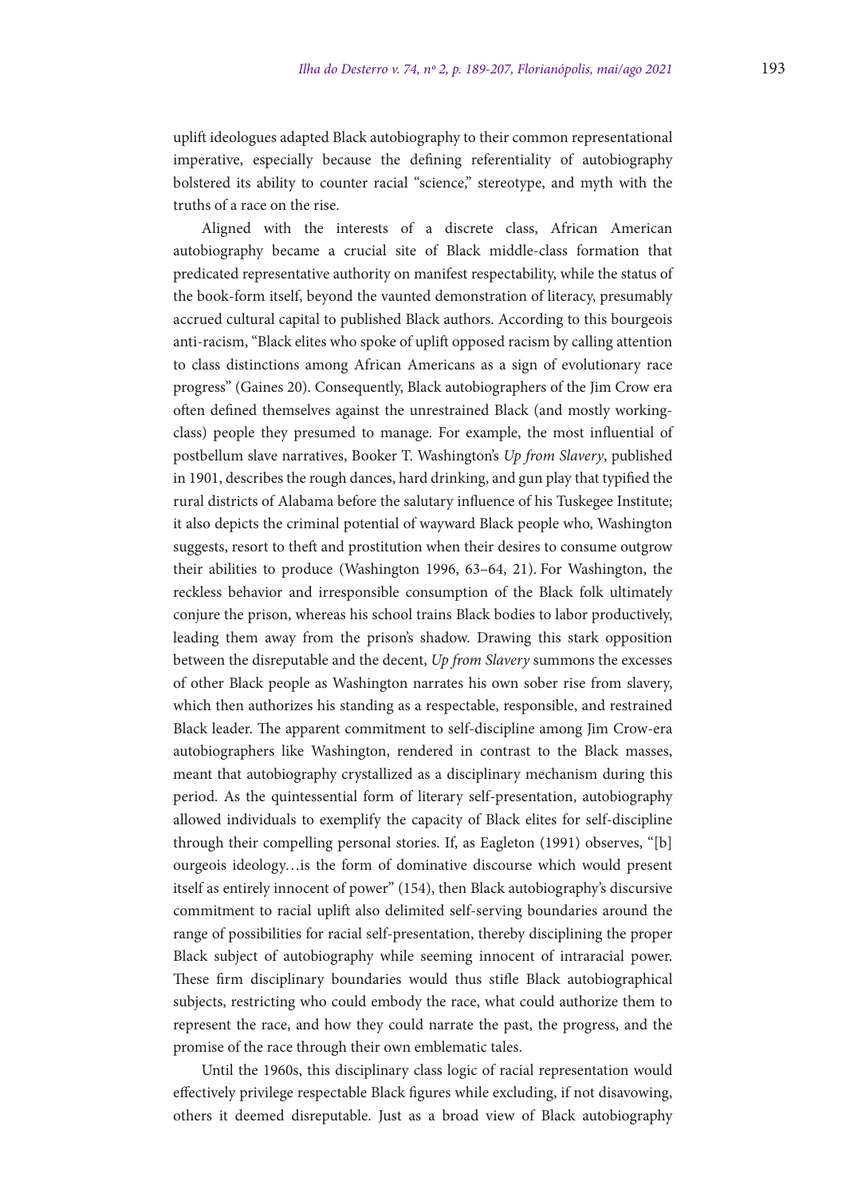uplift ideologues adapted Black autobiography to their common representational imperative, especially because the defining referentiality of autobiography bolstered its ability to counter racial "science," stereotype, and myth with the truths of a race on the rise.

Aligned with the interests of a discrete class, African American autobiography became a crucial site of Black middle-class formation that predicated representative authority on manifest respectability, while the status of the book-form itself, beyond the vaunted demonstration of literacy, presumably accrued cultural capital to published Black authors. According to this bourgeois anti-racism, "Black elites who spoke of uplift opposed racism by calling attention to class distinctions among African Americans as a sign of evolutionary race progress" (Gaines 20). Consequently, Black autobiographers of the Jim Crow era often defined themselves against the unrestrained Black (and mostly working-class) people they presumed to manage. For example, the most influential of postbellum slave narratives, Booker T. Washington's *Up from Slavery*, published in 1901, describes the rough dances, hard drinking, and gun play that typified the rural districts of Alabama before the salutary influence of his Tuskegee Institute; it also depicts the criminal potential of wayward Black people who, Washington suggests, resort to theft and prostitution when their desires to consume outgrow their abilities to produce (Washington 1996, 63–64, 21). For Washington, the reckless behavior and irresponsible consumption of the Black folk ultimately conjure the prison, whereas his school trains Black bodies to labor productively, leading them away from the prison's shadow. Drawing this stark opposition between the disreputable and the decent, *Up from Slavery* summons the excesses of other Black people as Washington narrates his own sober rise from slavery, which then authorizes his standing as a respectable, responsible, and restrained Black leader. The apparent commitment to self-discipline among Jim Crow-era autobiographers like Washington, rendered in contrast to the Black masses, meant that autobiography crystallized as a disciplinary mechanism during this period. As the quintessential form of literary self-presentation, autobiography allowed individuals to exemplify the capacity of Black elites for self-discipline through their compelling personal stories. If, as Eagleton (1991) observes, "[b]ourgeois ideology…is the form of dominative discourse which would present itself as entirely innocent of power" (154), then Black autobiography's discursive commitment to racial uplift also delimited self-serving boundaries around the range of possibilities for racial self-presentation, thereby disciplining the proper Black subject of autobiography while seeming innocent of intraracial power. These firm disciplinary boundaries would thus stifle Black autobiographical subjects, restricting who could embody the race, what could authorize them to represent the race, and how they could narrate the past, the progress, and the promise of the race through their own emblematic tales.

Until the 1960s, this disciplinary class logic of racial representation would effectively privilege respectable Black figures while excluding, if not disavowing, others it deemed disreputable. Just as a broad view of Black autobiography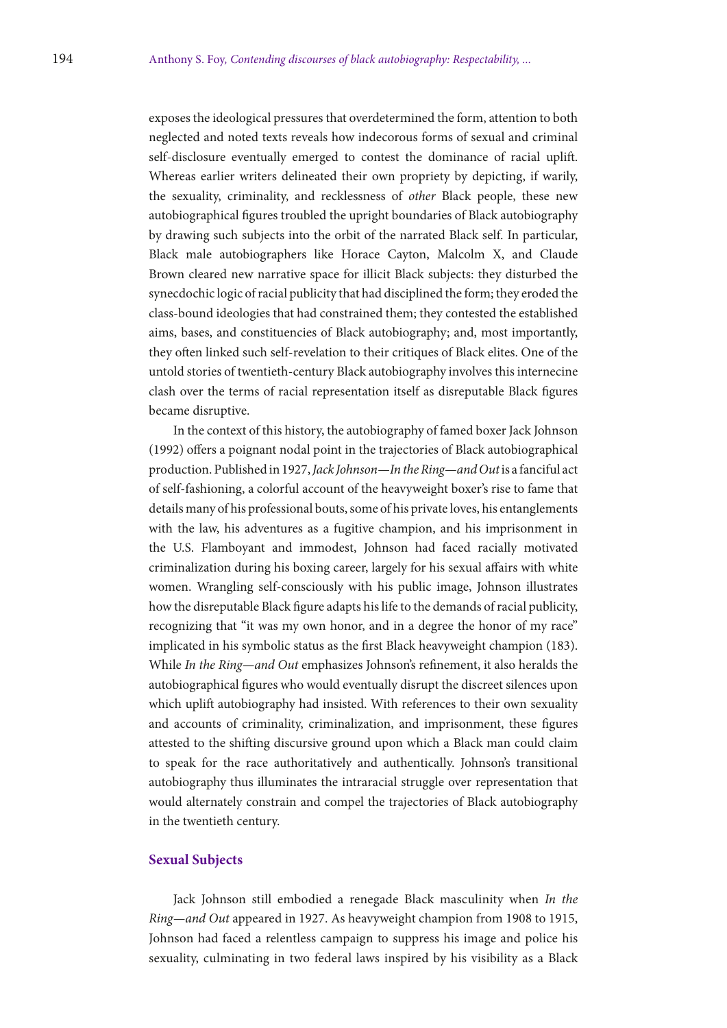exposes the ideological pressures that overdetermined the form, attention to both neglected and noted texts reveals how indecorous forms of sexual and criminal self-disclosure eventually emerged to contest the dominance of racial uplift. Whereas earlier writers delineated their own propriety by depicting, if warily, the sexuality, criminality, and recklessness of *other* Black people, these new autobiographical figures troubled the upright boundaries of Black autobiography by drawing such subjects into the orbit of the narrated Black self. In particular, Black male autobiographers like Horace Cayton, Malcolm X, and Claude Brown cleared new narrative space for illicit Black subjects: they disturbed the synecdochic logic of racial publicity that had disciplined the form; they eroded the class-bound ideologies that had constrained them; they contested the established aims, bases, and constituencies of Black autobiography; and, most importantly, they often linked such self-revelation to their critiques of Black elites. One of the untold stories of twentieth-century Black autobiography involves this internecine clash over the terms of racial representation itself as disreputable Black figures became disruptive.

In the context of this history, the autobiography of famed boxer Jack Johnson (1992) offers a poignant nodal point in the trajectories of Black autobiographical production. Published in 1927, *Jack Johnson—In the Ring—and Out* is a fanciful act of self-fashioning, a colorful account of the heavyweight boxer's rise to fame that details many of his professional bouts, some of his private loves, his entanglements with the law, his adventures as a fugitive champion, and his imprisonment in the U.S. Flamboyant and immodest, Johnson had faced racially motivated criminalization during his boxing career, largely for his sexual affairs with white women. Wrangling self-consciously with his public image, Johnson illustrates how the disreputable Black figure adapts his life to the demands of racial publicity, recognizing that "it was my own honor, and in a degree the honor of my race" implicated in his symbolic status as the first Black heavyweight champion (183). While *In the Ring—and Out* emphasizes Johnson's refinement, it also heralds the autobiographical figures who would eventually disrupt the discreet silences upon which uplift autobiography had insisted. With references to their own sexuality and accounts of criminality, criminalization, and imprisonment, these figures attested to the shifting discursive ground upon which a Black man could claim to speak for the race authoritatively and authentically. Johnson's transitional autobiography thus illuminates the intraracial struggle over representation that would alternately constrain and compel the trajectories of Black autobiography in the twentieth century.

## Sexual Subjects

Jack Johnson still embodied a renegade Black masculinity when *In the Ring—and Out* appeared in 1927. As heavyweight champion from 1908 to 1915, Johnson had faced a relentless campaign to suppress his image and police his sexuality, culminating in two federal laws inspired by his visibility as a Black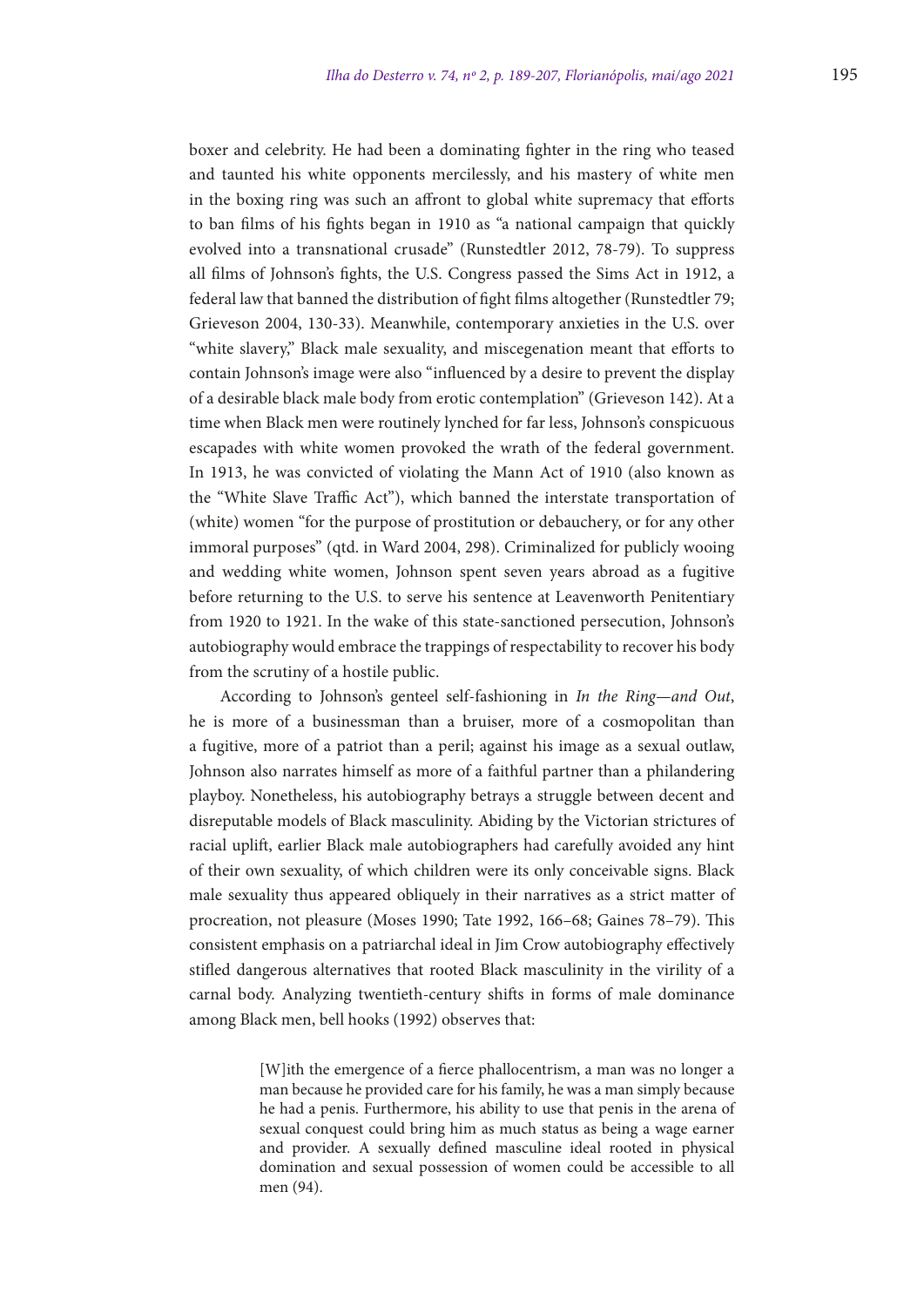boxer and celebrity. He had been a dominating fighter in the ring who teased and taunted his white opponents mercilessly, and his mastery of white men in the boxing ring was such an affront to global white supremacy that efforts to ban films of his fights began in 1910 as "a national campaign that quickly evolved into a transnational crusade" (Runstedtler 2012, 78-79). To suppress all films of Johnson's fights, the U.S. Congress passed the Sims Act in 1912, a federal law that banned the distribution of fight films altogether (Runstedtler 79; Grieveson 2004, 130-33). Meanwhile, contemporary anxieties in the U.S. over "white slavery," Black male sexuality, and miscegenation meant that efforts to contain Johnson's image were also "influenced by a desire to prevent the display of a desirable black male body from erotic contemplation" (Grieveson 142). At a time when Black men were routinely lynched for far less, Johnson's conspicuous escapades with white women provoked the wrath of the federal government. In 1913, he was convicted of violating the Mann Act of 1910 (also known as the "White Slave Traffic Act"), which banned the interstate transportation of (white) women "for the purpose of prostitution or debauchery, or for any other immoral purposes" (qtd. in Ward 2004, 298). Criminalized for publicly wooing and wedding white women, Johnson spent seven years abroad as a fugitive before returning to the U.S. to serve his sentence at Leavenworth Penitentiary from 1920 to 1921. In the wake of this state-sanctioned persecution, Johnson's autobiography would embrace the trappings of respectability to recover his body from the scrutiny of a hostile public.

According to Johnson's genteel self-fashioning in *In the Ring—and Out*, he is more of a businessman than a bruiser, more of a cosmopolitan than a fugitive, more of a patriot than a peril; against his image as a sexual outlaw, Johnson also narrates himself as more of a faithful partner than a philandering playboy. Nonetheless, his autobiography betrays a struggle between decent and disreputable models of Black masculinity. Abiding by the Victorian strictures of racial uplift, earlier Black male autobiographers had carefully avoided any hint of their own sexuality, of which children were its only conceivable signs. Black male sexuality thus appeared obliquely in their narratives as a strict matter of procreation, not pleasure (Moses 1990; Tate 1992, 166–68; Gaines 78–79). This consistent emphasis on a patriarchal ideal in Jim Crow autobiography effectively stifled dangerous alternatives that rooted Black masculinity in the virility of a carnal body. Analyzing twentieth-century shifts in forms of male dominance among Black men, bell hooks (1992) observes that:

> [W]ith the emergence of a fierce phallocentrism, a man was no longer a man because he provided care for his family, he was a man simply because he had a penis. Furthermore, his ability to use that penis in the arena of sexual conquest could bring him as much status as being a wage earner and provider. A sexually defined masculine ideal rooted in physical domination and sexual possession of women could be accessible to all men (94).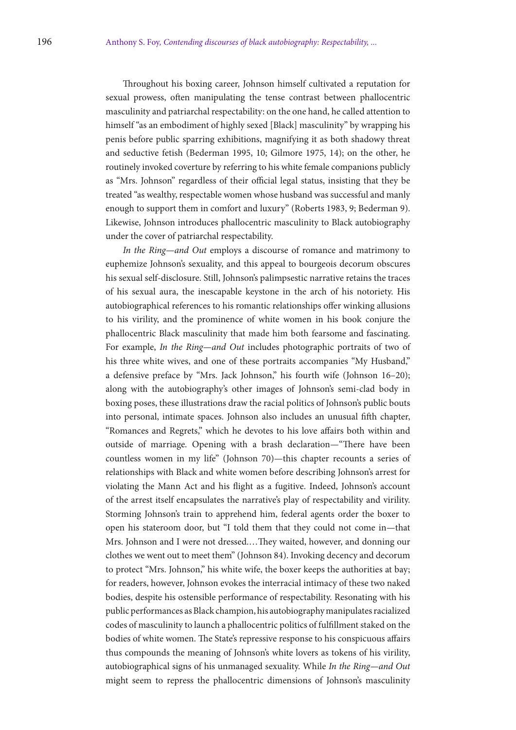Throughout his boxing career, Johnson himself cultivated a reputation for sexual prowess, often manipulating the tense contrast between phallocentric masculinity and patriarchal respectability: on the one hand, he called attention to himself "as an embodiment of highly sexed [Black] masculinity" by wrapping his penis before public sparring exhibitions, magnifying it as both shadowy threat and seductive fetish (Bederman 1995, 10; Gilmore 1975, 14); on the other, he routinely invoked coverture by referring to his white female companions publicly as "Mrs. Johnson" regardless of their official legal status, insisting that they be treated "as wealthy, respectable women whose husband was successful and manly enough to support them in comfort and luxury" (Roberts 1983, 9; Bederman 9). Likewise, Johnson introduces phallocentric masculinity to Black autobiography under the cover of patriarchal respectability.

*In the Ring—and Out* employs a discourse of romance and matrimony to euphemize Johnson's sexuality, and this appeal to bourgeois decorum obscures his sexual self-disclosure. Still, Johnson's palimpsestic narrative retains the traces of his sexual aura, the inescapable keystone in the arch of his notoriety. His autobiographical references to his romantic relationships offer winking allusions to his virility, and the prominence of white women in his book conjure the phallocentric Black masculinity that made him both fearsome and fascinating. For example, *In the Ring—and Out* includes photographic portraits of two of his three white wives, and one of these portraits accompanies "My Husband," a defensive preface by "Mrs. Jack Johnson," his fourth wife (Johnson 16–20); along with the autobiography's other images of Johnson's semi-clad body in boxing poses, these illustrations draw the racial politics of Johnson's public bouts into personal, intimate spaces. Johnson also includes an unusual fifth chapter, "Romances and Regrets," which he devotes to his love affairs both within and outside of marriage. Opening with a brash declaration—"There have been countless women in my life" (Johnson 70)—this chapter recounts a series of relationships with Black and white women before describing Johnson's arrest for violating the Mann Act and his flight as a fugitive. Indeed, Johnson's account of the arrest itself encapsulates the narrative's play of respectability and virility. Storming Johnson's train to apprehend him, federal agents order the boxer to open his stateroom door, but "I told them that they could not come in—that Mrs. Johnson and I were not dressed.…They waited, however, and donning our clothes we went out to meet them" (Johnson 84). Invoking decency and decorum to protect "Mrs. Johnson," his white wife, the boxer keeps the authorities at bay; for readers, however, Johnson evokes the interracial intimacy of these two naked bodies, despite his ostensible performance of respectability. Resonating with his public performances as Black champion, his autobiography manipulates racialized codes of masculinity to launch a phallocentric politics of fulfillment staked on the bodies of white women. The State's repressive response to his conspicuous affairs thus compounds the meaning of Johnson's white lovers as tokens of his virility, autobiographical signs of his unmanaged sexuality. While *In the Ring—and Out* might seem to repress the phallocentric dimensions of Johnson's masculinity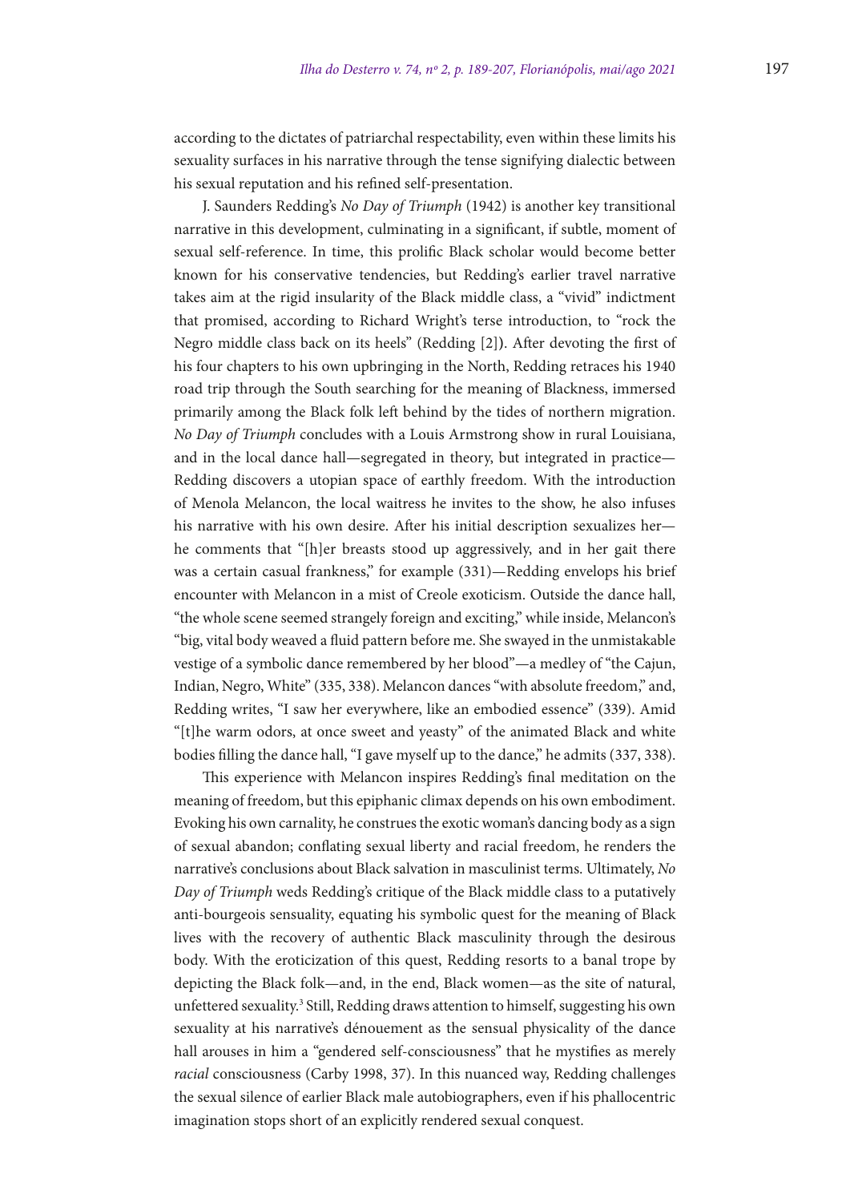according to the dictates of patriarchal respectability, even within these limits his sexuality surfaces in his narrative through the tense signifying dialectic between his sexual reputation and his refined self-presentation.

J. Saunders Redding's *No Day of Triumph* (1942) is another key transitional narrative in this development, culminating in a significant, if subtle, moment of sexual self-reference. In time, this prolific Black scholar would become better known for his conservative tendencies, but Redding's earlier travel narrative takes aim at the rigid insularity of the Black middle class, a "vivid" indictment that promised, according to Richard Wright's terse introduction, to "rock the Negro middle class back on its heels" (Redding [2]). After devoting the first of his four chapters to his own upbringing in the North, Redding retraces his 1940 road trip through the South searching for the meaning of Blackness, immersed primarily among the Black folk left behind by the tides of northern migration. *No Day of Triumph* concludes with a Louis Armstrong show in rural Louisiana, and in the local dance hall—segregated in theory, but integrated in practice—Redding discovers a utopian space of earthly freedom. With the introduction of Menola Melancon, the local waitress he invites to the show, he also infuses his narrative with his own desire. After his initial description sexualizes her—he comments that "[h]er breasts stood up aggressively, and in her gait there was a certain casual frankness," for example (331)—Redding envelops his brief encounter with Melancon in a mist of Creole exoticism. Outside the dance hall, "the whole scene seemed strangely foreign and exciting," while inside, Melancon's "big, vital body weaved a fluid pattern before me. She swayed in the unmistakable vestige of a symbolic dance remembered by her blood"—a medley of "the Cajun, Indian, Negro, White" (335, 338). Melancon dances "with absolute freedom," and, Redding writes, "I saw her everywhere, like an embodied essence" (339). Amid "[t]he warm odors, at once sweet and yeasty" of the animated Black and white bodies filling the dance hall, "I gave myself up to the dance," he admits (337, 338).

This experience with Melancon inspires Redding's final meditation on the meaning of freedom, but this epiphanic climax depends on his own embodiment. Evoking his own carnality, he construes the exotic woman's dancing body as a sign of sexual abandon; conflating sexual liberty and racial freedom, he renders the narrative's conclusions about Black salvation in masculinist terms. Ultimately, *No Day of Triumph* weds Redding's critique of the Black middle class to a putatively anti-bourgeois sensuality, equating his symbolic quest for the meaning of Black lives with the recovery of authentic Black masculinity through the desirous body. With the eroticization of this quest, Redding resorts to a banal trope by depicting the Black folk—and, in the end, Black women—as the site of natural, unfettered sexuality.[3] Still, Redding draws attention to himself, suggesting his own sexuality at his narrative's dénouement as the sensual physicality of the dance hall arouses in him a "gendered self-consciousness" that he mystifies as merely *racial* consciousness (Carby 1998, 37). In this nuanced way, Redding challenges the sexual silence of earlier Black male autobiographers, even if his phallocentric imagination stops short of an explicitly rendered sexual conquest.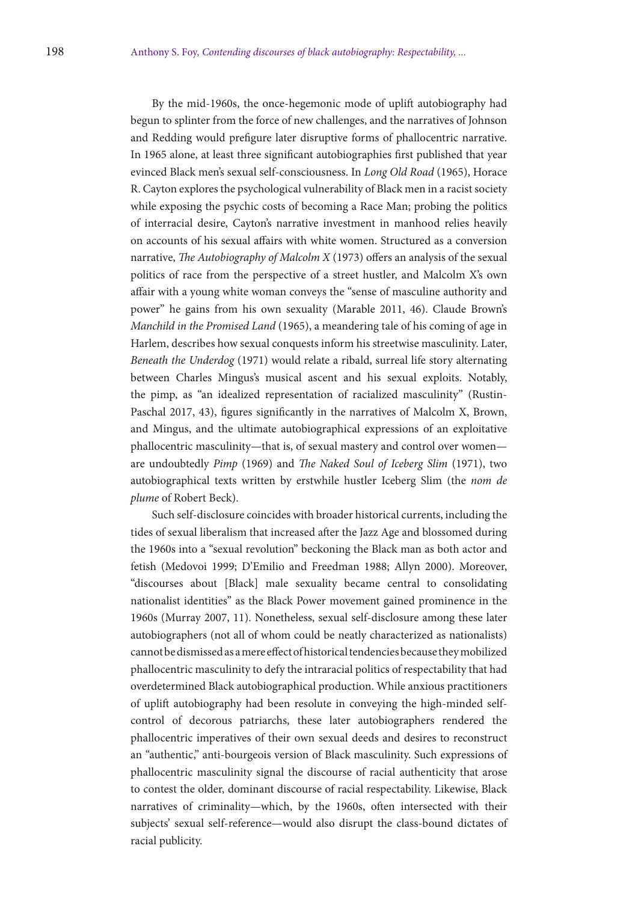By the mid-1960s, the once-hegemonic mode of uplift autobiography had begun to splinter from the force of new challenges, and the narratives of Johnson and Redding would prefigure later disruptive forms of phallocentric narrative. In 1965 alone, at least three significant autobiographies first published that year evinced Black men's sexual self-consciousness. In *Long Old Road* (1965), Horace R. Cayton explores the psychological vulnerability of Black men in a racist society while exposing the psychic costs of becoming a Race Man; probing the politics of interracial desire, Cayton's narrative investment in manhood relies heavily on accounts of his sexual affairs with white women. Structured as a conversion narrative, *The Autobiography of Malcolm X* (1973) offers an analysis of the sexual politics of race from the perspective of a street hustler, and Malcolm X's own affair with a young white woman conveys the "sense of masculine authority and power" he gains from his own sexuality (Marable 2011, 46). Claude Brown's *Manchild in the Promised Land* (1965), a meandering tale of his coming of age in Harlem, describes how sexual conquests inform his streetwise masculinity. Later, *Beneath the Underdog* (1971) would relate a ribald, surreal life story alternating between Charles Mingus's musical ascent and his sexual exploits. Notably, the pimp, as "an idealized representation of racialized masculinity" (Rustin-Paschal 2017, 43), figures significantly in the narratives of Malcolm X, Brown, and Mingus, and the ultimate autobiographical expressions of an exploitative phallocentric masculinity—that is, of sexual mastery and control over women—are undoubtedly *Pimp* (1969) and *The Naked Soul of Iceberg Slim* (1971), two autobiographical texts written by erstwhile hustler Iceberg Slim (the *nom de plume* of Robert Beck).

Such self-disclosure coincides with broader historical currents, including the tides of sexual liberalism that increased after the Jazz Age and blossomed during the 1960s into a "sexual revolution" beckoning the Black man as both actor and fetish (Medovoi 1999; D'Emilio and Freedman 1988; Allyn 2000). Moreover, "discourses about [Black] male sexuality became central to consolidating nationalist identities" as the Black Power movement gained prominence in the 1960s (Murray 2007, 11). Nonetheless, sexual self-disclosure among these later autobiographers (not all of whom could be neatly characterized as nationalists) cannot be dismissed as a mere effect of historical tendencies because they mobilized phallocentric masculinity to defy the intraracial politics of respectability that had overdetermined Black autobiographical production. While anxious practitioners of uplift autobiography had been resolute in conveying the high-minded self-control of decorous patriarchs, these later autobiographers rendered the phallocentric imperatives of their own sexual deeds and desires to reconstruct an "authentic," anti-bourgeois version of Black masculinity. Such expressions of phallocentric masculinity signal the discourse of racial authenticity that arose to contest the older, dominant discourse of racial respectability. Likewise, Black narratives of criminality—which, by the 1960s, often intersected with their subjects' sexual self-reference—would also disrupt the class-bound dictates of racial publicity.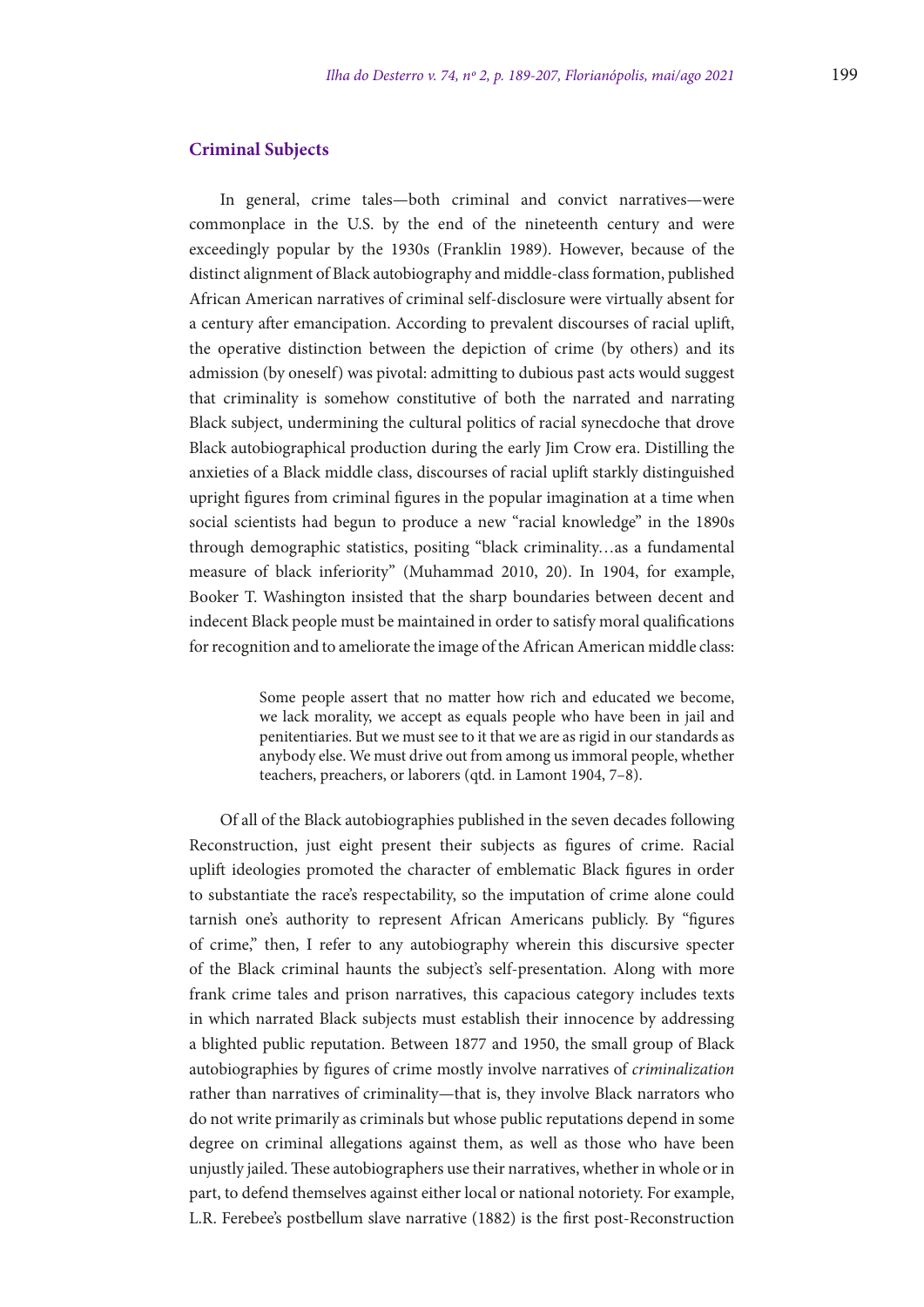## Criminal Subjects

In general, crime tales—both criminal and convict narratives—were commonplace in the U.S. by the end of the nineteenth century and were exceedingly popular by the 1930s (Franklin 1989). However, because of the distinct alignment of Black autobiography and middle-class formation, published African American narratives of criminal self-disclosure were virtually absent for a century after emancipation. According to prevalent discourses of racial uplift, the operative distinction between the depiction of crime (by others) and its admission (by oneself) was pivotal: admitting to dubious past acts would suggest that criminality is somehow constitutive of both the narrated and narrating Black subject, undermining the cultural politics of racial synecdoche that drove Black autobiographical production during the early Jim Crow era. Distilling the anxieties of a Black middle class, discourses of racial uplift starkly distinguished upright figures from criminal figures in the popular imagination at a time when social scientists had begun to produce a new "racial knowledge" in the 1890s through demographic statistics, positing "black criminality…as a fundamental measure of black inferiority" (Muhammad 2010, 20). In 1904, for example, Booker T. Washington insisted that the sharp boundaries between decent and indecent Black people must be maintained in order to satisfy moral qualifications for recognition and to ameliorate the image of the African American middle class:

> Some people assert that no matter how rich and educated we become, we lack morality, we accept as equals people who have been in jail and penitentiaries. But we must see to it that we are as rigid in our standards as anybody else. We must drive out from among us immoral people, whether teachers, preachers, or laborers (qtd. in Lamont 1904, 7–8).

Of all of the Black autobiographies published in the seven decades following Reconstruction, just eight present their subjects as figures of crime. Racial uplift ideologies promoted the character of emblematic Black figures in order to substantiate the race's respectability, so the imputation of crime alone could tarnish one's authority to represent African Americans publicly. By "figures of crime," then, I refer to any autobiography wherein this discursive specter of the Black criminal haunts the subject's self-presentation. Along with more frank crime tales and prison narratives, this capacious category includes texts in which narrated Black subjects must establish their innocence by addressing a blighted public reputation. Between 1877 and 1950, the small group of Black autobiographies by figures of crime mostly involve narratives of *criminalization* rather than narratives of criminality—that is, they involve Black narrators who do not write primarily as criminals but whose public reputations depend in some degree on criminal allegations against them, as well as those who have been unjustly jailed. These autobiographers use their narratives, whether in whole or in part, to defend themselves against either local or national notoriety. For example, L.R. Ferebee's postbellum slave narrative (1882) is the first post-Reconstruction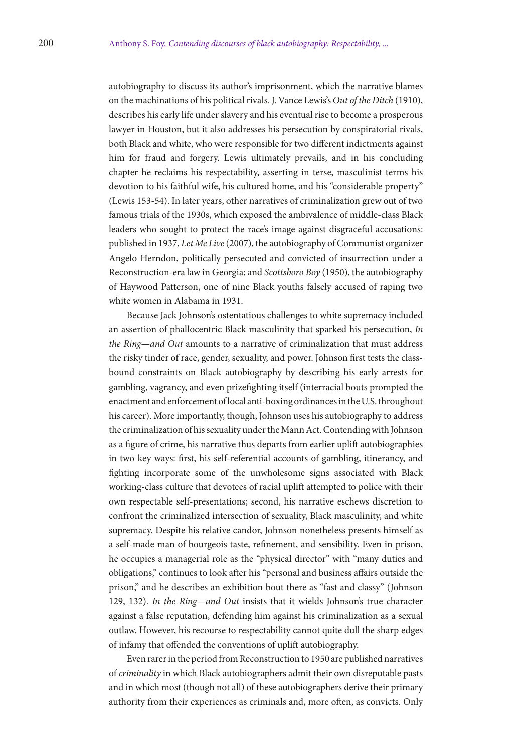autobiography to discuss its author's imprisonment, which the narrative blames on the machinations of his political rivals. J. Vance Lewis's *Out of the Ditch* (1910), describes his early life under slavery and his eventual rise to become a prosperous lawyer in Houston, but it also addresses his persecution by conspiratorial rivals, both Black and white, who were responsible for two different indictments against him for fraud and forgery. Lewis ultimately prevails, and in his concluding chapter he reclaims his respectability, asserting in terse, masculinist terms his devotion to his faithful wife, his cultured home, and his "considerable property" (Lewis 153-54). In later years, other narratives of criminalization grew out of two famous trials of the 1930s, which exposed the ambivalence of middle-class Black leaders who sought to protect the race's image against disgraceful accusations: published in 1937, *Let Me Live* (2007), the autobiography of Communist organizer Angelo Herndon, politically persecuted and convicted of insurrection under a Reconstruction-era law in Georgia; and *Scottsboro Boy* (1950), the autobiography of Haywood Patterson, one of nine Black youths falsely accused of raping two white women in Alabama in 1931.

Because Jack Johnson's ostentatious challenges to white supremacy included an assertion of phallocentric Black masculinity that sparked his persecution, *In the Ring—and Out* amounts to a narrative of criminalization that must address the risky tinder of race, gender, sexuality, and power. Johnson first tests the class-bound constraints on Black autobiography by describing his early arrests for gambling, vagrancy, and even prizefighting itself (interracial bouts prompted the enactment and enforcement of local anti-boxing ordinances in the U.S. throughout his career). More importantly, though, Johnson uses his autobiography to address the criminalization of his sexuality under the Mann Act. Contending with Johnson as a figure of crime, his narrative thus departs from earlier uplift autobiographies in two key ways: first, his self-referential accounts of gambling, itinerancy, and fighting incorporate some of the unwholesome signs associated with Black working-class culture that devotees of racial uplift attempted to police with their own respectable self-presentations; second, his narrative eschews discretion to confront the criminalized intersection of sexuality, Black masculinity, and white supremacy. Despite his relative candor, Johnson nonetheless presents himself as a self-made man of bourgeois taste, refinement, and sensibility. Even in prison, he occupies a managerial role as the "physical director" with "many duties and obligations," continues to look after his "personal and business affairs outside the prison," and he describes an exhibition bout there as "fast and classy" (Johnson 129, 132). *In the Ring—and Out* insists that it wields Johnson's true character against a false reputation, defending him against his criminalization as a sexual outlaw. However, his recourse to respectability cannot quite dull the sharp edges of infamy that offended the conventions of uplift autobiography.

Even rarer in the period from Reconstruction to 1950 are published narratives of *criminality* in which Black autobiographers admit their own disreputable pasts and in which most (though not all) of these autobiographers derive their primary authority from their experiences as criminals and, more often, as convicts. Only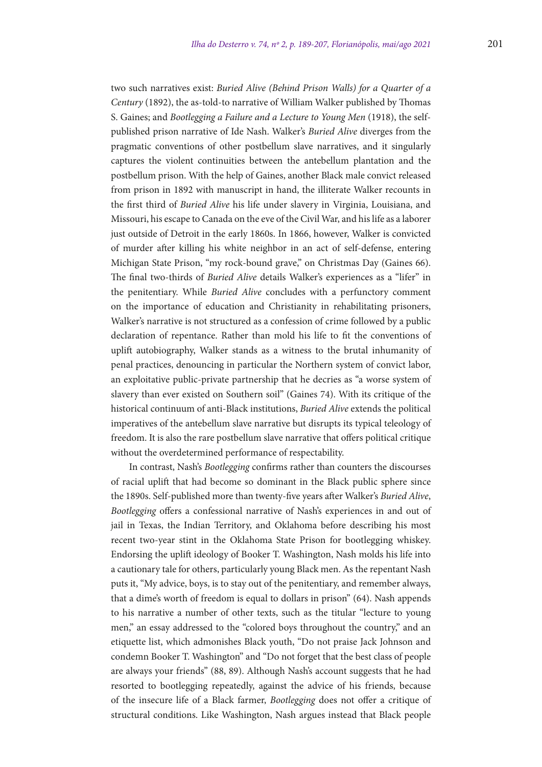two such narratives exist: *Buried Alive (Behind Prison Walls) for a Quarter of a Century* (1892), the as-told-to narrative of William Walker published by Thomas S. Gaines; and *Bootlegging a Failure and a Lecture to Young Men* (1918), the self-published prison narrative of Ide Nash. Walker's *Buried Alive* diverges from the pragmatic conventions of other postbellum slave narratives, and it singularly captures the violent continuities between the antebellum plantation and the postbellum prison. With the help of Gaines, another Black male convict released from prison in 1892 with manuscript in hand, the illiterate Walker recounts in the first third of *Buried Alive* his life under slavery in Virginia, Louisiana, and Missouri, his escape to Canada on the eve of the Civil War, and his life as a laborer just outside of Detroit in the early 1860s. In 1866, however, Walker is convicted of murder after killing his white neighbor in an act of self-defense, entering Michigan State Prison, "my rock-bound grave," on Christmas Day (Gaines 66). The final two-thirds of *Buried Alive* details Walker's experiences as a "lifer" in the penitentiary. While *Buried Alive* concludes with a perfunctory comment on the importance of education and Christianity in rehabilitating prisoners, Walker's narrative is not structured as a confession of crime followed by a public declaration of repentance. Rather than mold his life to fit the conventions of uplift autobiography, Walker stands as a witness to the brutal inhumanity of penal practices, denouncing in particular the Northern system of convict labor, an exploitative public-private partnership that he decries as "a worse system of slavery than ever existed on Southern soil" (Gaines 74). With its critique of the historical continuum of anti-Black institutions, *Buried Alive* extends the political imperatives of the antebellum slave narrative but disrupts its typical teleology of freedom. It is also the rare postbellum slave narrative that offers political critique without the overdetermined performance of respectability.

In contrast, Nash's *Bootlegging* confirms rather than counters the discourses of racial uplift that had become so dominant in the Black public sphere since the 1890s. Self-published more than twenty-five years after Walker's *Buried Alive*, *Bootlegging* offers a confessional narrative of Nash's experiences in and out of jail in Texas, the Indian Territory, and Oklahoma before describing his most recent two-year stint in the Oklahoma State Prison for bootlegging whiskey. Endorsing the uplift ideology of Booker T. Washington, Nash molds his life into a cautionary tale for others, particularly young Black men. As the repentant Nash puts it, "My advice, boys, is to stay out of the penitentiary, and remember always, that a dime's worth of freedom is equal to dollars in prison" (64). Nash appends to his narrative a number of other texts, such as the titular "lecture to young men," an essay addressed to the "colored boys throughout the country," and an etiquette list, which admonishes Black youth, "Do not praise Jack Johnson and condemn Booker T. Washington" and "Do not forget that the best class of people are always your friends" (88, 89). Although Nash's account suggests that he had resorted to bootlegging repeatedly, against the advice of his friends, because of the insecure life of a Black farmer, *Bootlegging* does not offer a critique of structural conditions. Like Washington, Nash argues instead that Black people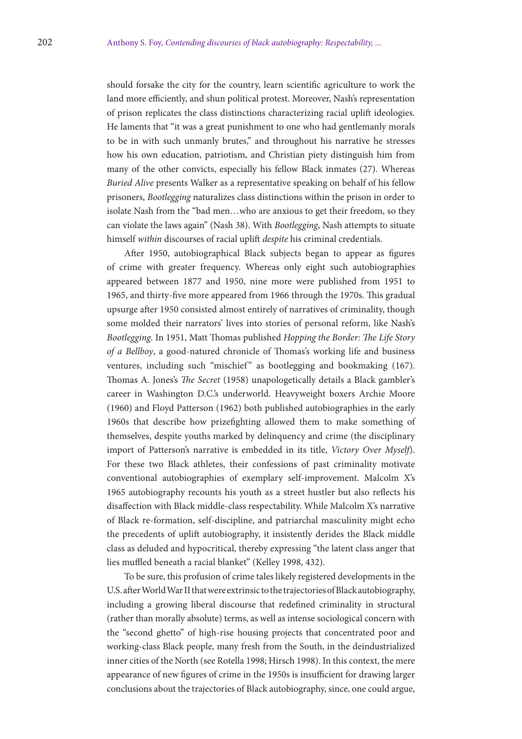should forsake the city for the country, learn scientific agriculture to work the land more efficiently, and shun political protest. Moreover, Nash's representation of prison replicates the class distinctions characterizing racial uplift ideologies. He laments that "it was a great punishment to one who had gentlemanly morals to be in with such unmanly brutes," and throughout his narrative he stresses how his own education, patriotism, and Christian piety distinguish him from many of the other convicts, especially his fellow Black inmates (27). Whereas *Buried Alive* presents Walker as a representative speaking on behalf of his fellow prisoners, *Bootlegging* naturalizes class distinctions within the prison in order to isolate Nash from the "bad men…who are anxious to get their freedom, so they can violate the laws again" (Nash 38). With *Bootlegging*, Nash attempts to situate himself *within* discourses of racial uplift *despite* his criminal credentials.

After 1950, autobiographical Black subjects began to appear as figures of crime with greater frequency. Whereas only eight such autobiographies appeared between 1877 and 1950, nine more were published from 1951 to 1965, and thirty-five more appeared from 1966 through the 1970s. This gradual upsurge after 1950 consisted almost entirely of narratives of criminality, though some molded their narrators' lives into stories of personal reform, like Nash's *Bootlegging*. In 1951, Matt Thomas published *Hopping the Border: The Life Story of a Bellboy*, a good-natured chronicle of Thomas's working life and business ventures, including such "mischief" as bootlegging and bookmaking (167). Thomas A. Jones's *The Secret* (1958) unapologetically details a Black gambler's career in Washington D.C.'s underworld. Heavyweight boxers Archie Moore (1960) and Floyd Patterson (1962) both published autobiographies in the early 1960s that describe how prizefighting allowed them to make something of themselves, despite youths marked by delinquency and crime (the disciplinary import of Patterson's narrative is embedded in its title, *Victory Over Myself*). For these two Black athletes, their confessions of past criminality motivate conventional autobiographies of exemplary self-improvement. Malcolm X's 1965 autobiography recounts his youth as a street hustler but also reflects his disaffection with Black middle-class respectability. While Malcolm X's narrative of Black re-formation, self-discipline, and patriarchal masculinity might echo the precedents of uplift autobiography, it insistently derides the Black middle class as deluded and hypocritical, thereby expressing "the latent class anger that lies muffled beneath a racial blanket" (Kelley 1998, 432).

To be sure, this profusion of crime tales likely registered developments in the U.S. after World War II that were extrinsic to the trajectories of Black autobiography, including a growing liberal discourse that redefined criminality in structural (rather than morally absolute) terms, as well as intense sociological concern with the "second ghetto" of high-rise housing projects that concentrated poor and working-class Black people, many fresh from the South, in the deindustrialized inner cities of the North (see Rotella 1998; Hirsch 1998). In this context, the mere appearance of new figures of crime in the 1950s is insufficient for drawing larger conclusions about the trajectories of Black autobiography, since, one could argue,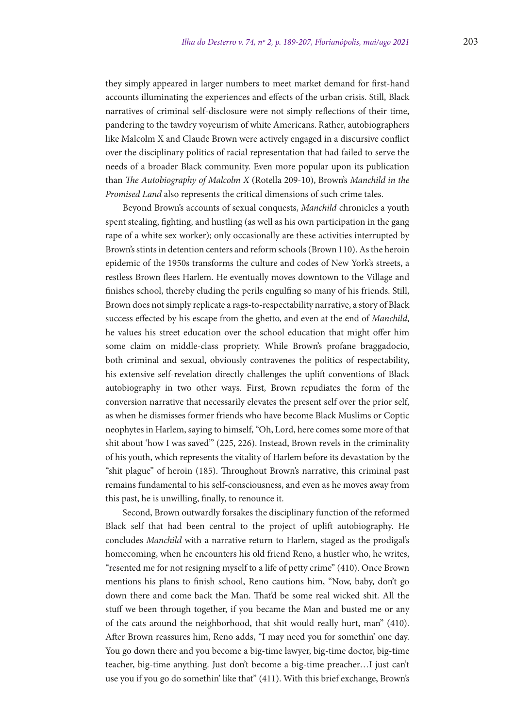they simply appeared in larger numbers to meet market demand for first-hand accounts illuminating the experiences and effects of the urban crisis. Still, Black narratives of criminal self-disclosure were not simply reflections of their time, pandering to the tawdry voyeurism of white Americans. Rather, autobiographers like Malcolm X and Claude Brown were actively engaged in a discursive conflict over the disciplinary politics of racial representation that had failed to serve the needs of a broader Black community. Even more popular upon its publication than *The Autobiography of Malcolm X* (Rotella 209-10), Brown's *Manchild in the Promised Land* also represents the critical dimensions of such crime tales.

Beyond Brown's accounts of sexual conquests, *Manchild* chronicles a youth spent stealing, fighting, and hustling (as well as his own participation in the gang rape of a white sex worker); only occasionally are these activities interrupted by Brown's stints in detention centers and reform schools (Brown 110). As the heroin epidemic of the 1950s transforms the culture and codes of New York's streets, a restless Brown flees Harlem. He eventually moves downtown to the Village and finishes school, thereby eluding the perils engulfing so many of his friends. Still, Brown does not simply replicate a rags-to-respectability narrative, a story of Black success effected by his escape from the ghetto, and even at the end of *Manchild*, he values his street education over the school education that might offer him some claim on middle-class propriety. While Brown's profane braggadocio, both criminal and sexual, obviously contravenes the politics of respectability, his extensive self-revelation directly challenges the uplift conventions of Black autobiography in two other ways. First, Brown repudiates the form of the conversion narrative that necessarily elevates the present self over the prior self, as when he dismisses former friends who have become Black Muslims or Coptic neophytes in Harlem, saying to himself, "Oh, Lord, here comes some more of that shit about 'how I was saved'" (225, 226). Instead, Brown revels in the criminality of his youth, which represents the vitality of Harlem before its devastation by the "shit plague" of heroin (185). Throughout Brown's narrative, this criminal past remains fundamental to his self-consciousness, and even as he moves away from this past, he is unwilling, finally, to renounce it.

Second, Brown outwardly forsakes the disciplinary function of the reformed Black self that had been central to the project of uplift autobiography. He concludes *Manchild* with a narrative return to Harlem, staged as the prodigal's homecoming, when he encounters his old friend Reno, a hustler who, he writes, "resented me for not resigning myself to a life of petty crime" (410). Once Brown mentions his plans to finish school, Reno cautions him, "Now, baby, don't go down there and come back the Man. That'd be some real wicked shit. All the stuff we been through together, if you became the Man and busted me or any of the cats around the neighborhood, that shit would really hurt, man" (410). After Brown reassures him, Reno adds, "I may need you for somethin' one day. You go down there and you become a big-time lawyer, big-time doctor, big-time teacher, big-time anything. Just don't become a big-time preacher…I just can't use you if you go do somethin' like that" (411). With this brief exchange, Brown's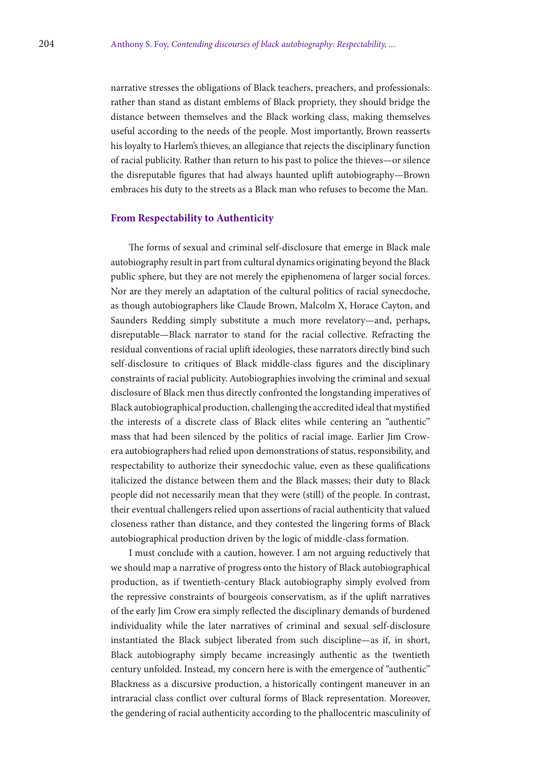narrative stresses the obligations of Black teachers, preachers, and professionals: rather than stand as distant emblems of Black propriety, they should bridge the distance between themselves and the Black working class, making themselves useful according to the needs of the people. Most importantly, Brown reasserts his loyalty to Harlem's thieves, an allegiance that rejects the disciplinary function of racial publicity. Rather than return to his past to police the thieves—or silence the disreputable figures that had always haunted uplift autobiography—Brown embraces his duty to the streets as a Black man who refuses to become the Man.

## From Respectability to Authenticity

The forms of sexual and criminal self-disclosure that emerge in Black male autobiography result in part from cultural dynamics originating beyond the Black public sphere, but they are not merely the epiphenomena of larger social forces. Nor are they merely an adaptation of the cultural politics of racial synecdoche, as though autobiographers like Claude Brown, Malcolm X, Horace Cayton, and Saunders Redding simply substitute a much more revelatory—and, perhaps, disreputable—Black narrator to stand for the racial collective. Refracting the residual conventions of racial uplift ideologies, these narrators directly bind such self-disclosure to critiques of Black middle-class figures and the disciplinary constraints of racial publicity. Autobiographies involving the criminal and sexual disclosure of Black men thus directly confronted the longstanding imperatives of Black autobiographical production, challenging the accredited ideal that mystified the interests of a discrete class of Black elites while centering an "authentic" mass that had been silenced by the politics of racial image. Earlier Jim Crow-era autobiographers had relied upon demonstrations of status, responsibility, and respectability to authorize their synecdochic value, even as these qualifications italicized the distance between them and the Black masses; their duty to Black people did not necessarily mean that they were (still) of the people. In contrast, their eventual challengers relied upon assertions of racial authenticity that valued closeness rather than distance, and they contested the lingering forms of Black autobiographical production driven by the logic of middle-class formation.

I must conclude with a caution, however. I am not arguing reductively that we should map a narrative of progress onto the history of Black autobiographical production, as if twentieth-century Black autobiography simply evolved from the repressive constraints of bourgeois conservatism, as if the uplift narratives of the early Jim Crow era simply reflected the disciplinary demands of burdened individuality while the later narratives of criminal and sexual self-disclosure instantiated the Black subject liberated from such discipline—as if, in short, Black autobiography simply became increasingly authentic as the twentieth century unfolded. Instead, my concern here is with the emergence of "authentic" Blackness as a discursive production, a historically contingent maneuver in an intraracial class conflict over cultural forms of Black representation. Moreover, the gendering of racial authenticity according to the phallocentric masculinity of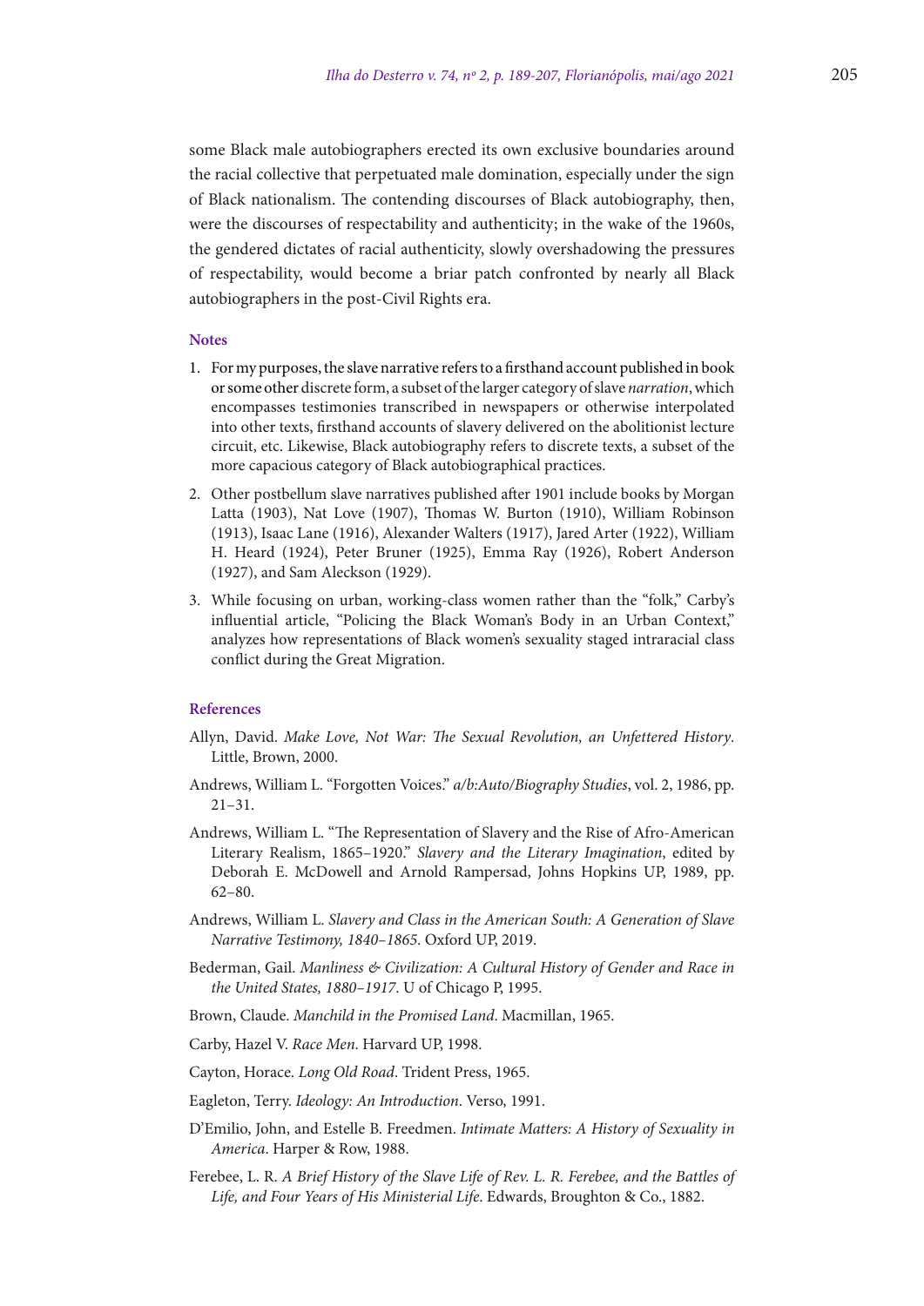some Black male autobiographers erected its own exclusive boundaries around the racial collective that perpetuated male domination, especially under the sign of Black nationalism. The contending discourses of Black autobiography, then, were the discourses of respectability and authenticity; in the wake of the 1960s, the gendered dictates of racial authenticity, slowly overshadowing the pressures of respectability, would become a briar patch confronted by nearly all Black autobiographers in the post-Civil Rights era.

## Notes

1. For my purposes, the slave narrative refers to a firsthand account published in book or some other discrete form, a subset of the larger category of slave *narration*, which encompasses testimonies transcribed in newspapers or otherwise interpolated into other texts, firsthand accounts of slavery delivered on the abolitionist lecture circuit, etc. Likewise, Black autobiography refers to discrete texts, a subset of the more capacious category of Black autobiographical practices.
2. Other postbellum slave narratives published after 1901 include books by Morgan Latta (1903), Nat Love (1907), Thomas W. Burton (1910), William Robinson (1913), Isaac Lane (1916), Alexander Walters (1917), Jared Arter (1922), William H. Heard (1924), Peter Bruner (1925), Emma Ray (1926), Robert Anderson (1927), and Sam Aleckson (1929).
3. While focusing on urban, working-class women rather than the "folk," Carby's influential article, "Policing the Black Woman's Body in an Urban Context," analyzes how representations of Black women's sexuality staged intraracial class conflict during the Great Migration.

## References

Allyn, David. *Make Love, Not War: The Sexual Revolution, an Unfettered History*. Little, Brown, 2000.

Andrews, William L. "Forgotten Voices." *a/b:Auto/Biography Studies*, vol. 2, 1986, pp. 21–31.

Andrews, William L. "The Representation of Slavery and the Rise of Afro-American Literary Realism, 1865–1920." *Slavery and the Literary Imagination*, edited by Deborah E. McDowell and Arnold Rampersad, Johns Hopkins UP, 1989, pp. 62–80.

Andrews, William L. *Slavery and Class in the American South: A Generation of Slave Narrative Testimony, 1840–1865*. Oxford UP, 2019.

Bederman, Gail. *Manliness & Civilization: A Cultural History of Gender and Race in the United States, 1880–1917*. U of Chicago P, 1995.

Brown, Claude. *Manchild in the Promised Land*. Macmillan, 1965.

Carby, Hazel V. *Race Men*. Harvard UP, 1998.

Cayton, Horace. *Long Old Road*. Trident Press, 1965.

Eagleton, Terry. *Ideology: An Introduction*. Verso, 1991.

D'Emilio, John, and Estelle B. Freedmen. *Intimate Matters: A History of Sexuality in America*. Harper & Row, 1988.

Ferebee, L. R. *A Brief History of the Slave Life of Rev. L. R. Ferebee, and the Battles of Life, and Four Years of His Ministerial Life*. Edwards, Broughton & Co., 1882.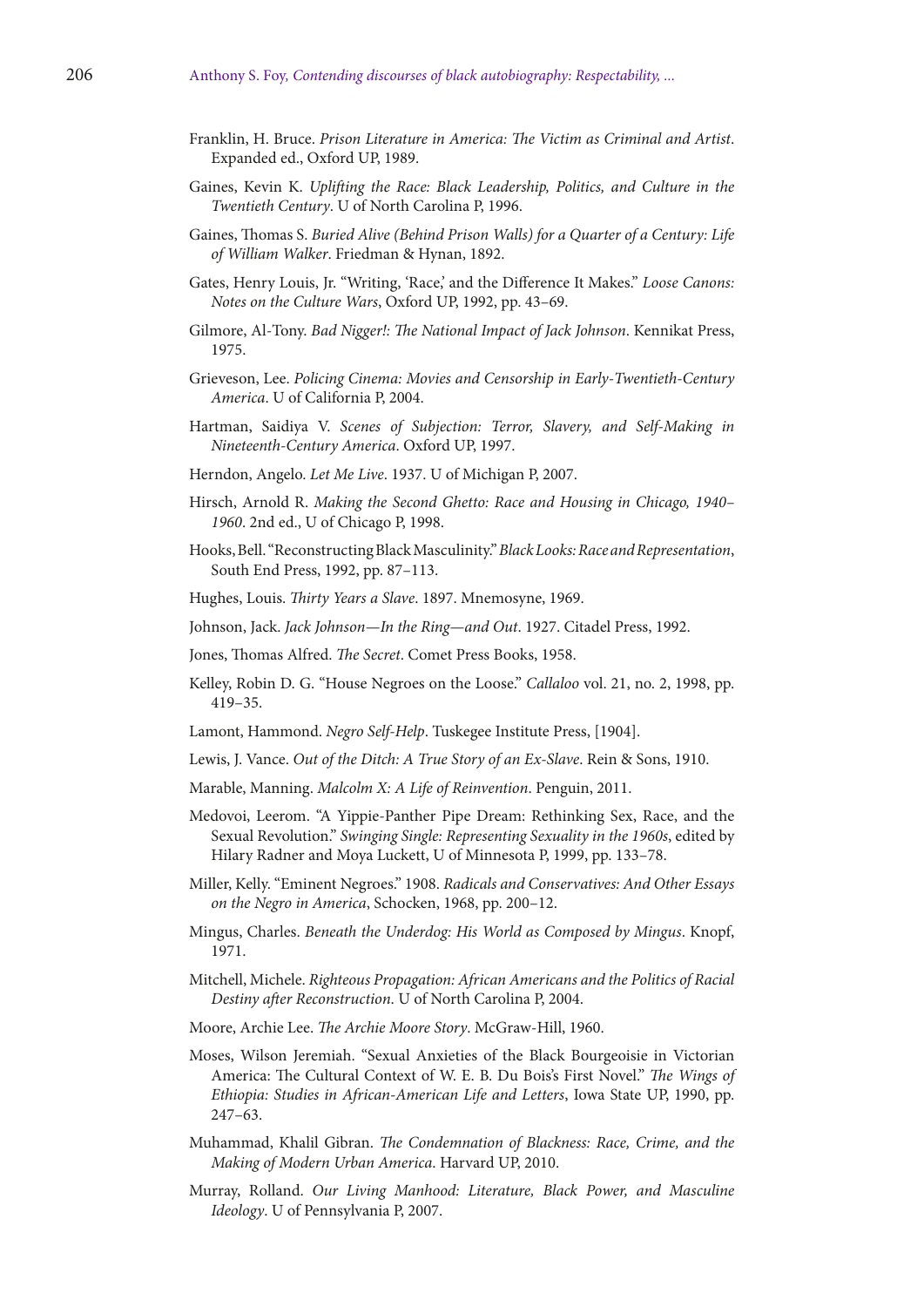Franklin, H. Bruce. *Prison Literature in America: The Victim as Criminal and Artist*. Expanded ed., Oxford UP, 1989.

Gaines, Kevin K. *Uplifting the Race: Black Leadership, Politics, and Culture in the Twentieth Century*. U of North Carolina P, 1996.

Gaines, Thomas S. *Buried Alive (Behind Prison Walls) for a Quarter of a Century: Life of William Walker*. Friedman & Hynan, 1892.

Gates, Henry Louis, Jr. "Writing, 'Race,' and the Difference It Makes." *Loose Canons: Notes on the Culture Wars*, Oxford UP, 1992, pp. 43–69.

Gilmore, Al-Tony. *Bad Nigger!: The National Impact of Jack Johnson*. Kennikat Press, 1975.

Grieveson, Lee. *Policing Cinema: Movies and Censorship in Early-Twentieth-Century America*. U of California P, 2004.

Hartman, Saidiya V. *Scenes of Subjection: Terror, Slavery, and Self-Making in Nineteenth-Century America*. Oxford UP, 1997.

Herndon, Angelo. *Let Me Live*. 1937. U of Michigan P, 2007.

Hirsch, Arnold R. *Making the Second Ghetto: Race and Housing in Chicago, 1940–1960*. 2nd ed., U of Chicago P, 1998.

Hooks, Bell. "Reconstructing Black Masculinity." *Black Looks: Race and Representation*, South End Press, 1992, pp. 87–113.

Hughes, Louis. *Thirty Years a Slave*. 1897. Mnemosyne, 1969.

Johnson, Jack. *Jack Johnson—In the Ring—and Out*. 1927. Citadel Press, 1992.

Jones, Thomas Alfred. *The Secret*. Comet Press Books, 1958.

Kelley, Robin D. G. "House Negroes on the Loose." *Callaloo* vol. 21, no. 2, 1998, pp. 419–35.

Lamont, Hammond. *Negro Self-Help*. Tuskegee Institute Press, [1904].

Lewis, J. Vance. *Out of the Ditch: A True Story of an Ex-Slave*. Rein & Sons, 1910.

Marable, Manning. *Malcolm X: A Life of Reinvention*. Penguin, 2011.

Medovoi, Leerom. "A Yippie-Panther Pipe Dream: Rethinking Sex, Race, and the Sexual Revolution." *Swinging Single: Representing Sexuality in the 1960s*, edited by Hilary Radner and Moya Luckett, U of Minnesota P, 1999, pp. 133–78.

Miller, Kelly. "Eminent Negroes." 1908. *Radicals and Conservatives: And Other Essays on the Negro in America*, Schocken, 1968, pp. 200–12.

Mingus, Charles. *Beneath the Underdog: His World as Composed by Mingus*. Knopf, 1971.

Mitchell, Michele. *Righteous Propagation: African Americans and the Politics of Racial Destiny after Reconstruction*. U of North Carolina P, 2004.

Moore, Archie Lee. *The Archie Moore Story*. McGraw-Hill, 1960.

Moses, Wilson Jeremiah. "Sexual Anxieties of the Black Bourgeoisie in Victorian America: The Cultural Context of W. E. B. Du Bois's First Novel." *The Wings of Ethiopia: Studies in African-American Life and Letters*, Iowa State UP, 1990, pp. 247–63.

Muhammad, Khalil Gibran. *The Condemnation of Blackness: Race, Crime, and the Making of Modern Urban America*. Harvard UP, 2010.

Murray, Rolland. *Our Living Manhood: Literature, Black Power, and Masculine Ideology*. U of Pennsylvania P, 2007.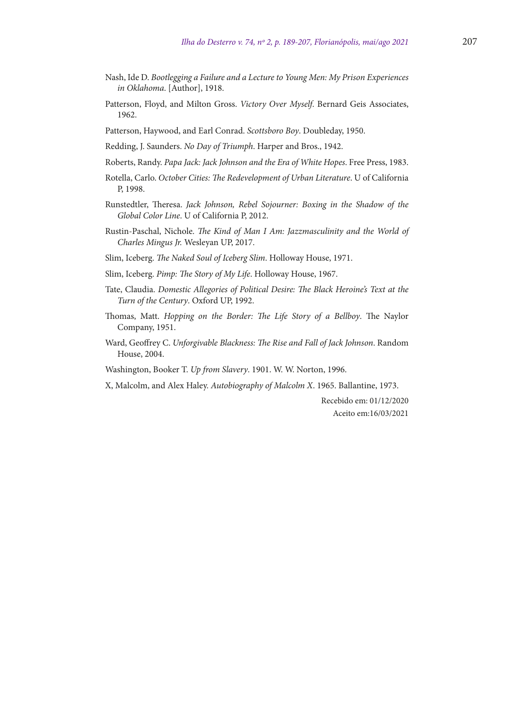Nash, Ide D. *Bootlegging a Failure and a Lecture to Young Men: My Prison Experiences in Oklahoma.* [Author], 1918.

Patterson, Floyd, and Milton Gross. *Victory Over Myself*. Bernard Geis Associates, 1962.

Patterson, Haywood, and Earl Conrad. *Scottsboro Boy*. Doubleday, 1950.

Redding, J. Saunders. *No Day of Triumph.* Harper and Bros., 1942.

Roberts, Randy. *Papa Jack: Jack Johnson and the Era of White Hopes*. Free Press, 1983.

Rotella, Carlo. *October Cities: The Redevelopment of Urban Literature*. U of California P, 1998.

Runstedtler, Theresa. *Jack Johnson, Rebel Sojourner: Boxing in the Shadow of the Global Color Line*. U of California P, 2012.

Rustin-Paschal, Nichole. *The Kind of Man I Am: Jazzmasculinity and the World of Charles Mingus Jr.* Wesleyan UP, 2017.

Slim, Iceberg. *The Naked Soul of Iceberg Slim*. Holloway House, 1971.

Slim, Iceberg. *Pimp: The Story of My Life*. Holloway House, 1967.

Tate, Claudia. *Domestic Allegories of Political Desire: The Black Heroine's Text at the Turn of the Century*. Oxford UP, 1992.

Thomas, Matt. *Hopping on the Border: The Life Story of a Bellboy*. The Naylor Company, 1951.

Ward, Geoffrey C. *Unforgivable Blackness: The Rise and Fall of Jack Johnson*. Random House, 2004.

Washington, Booker T. *Up from Slavery*. 1901. W. W. Norton, 1996.

X, Malcolm, and Alex Haley. *Autobiography of Malcolm X*. 1965. Ballantine, 1973.

Recebido em: 01/12/2020

Aceito em:16/03/2021